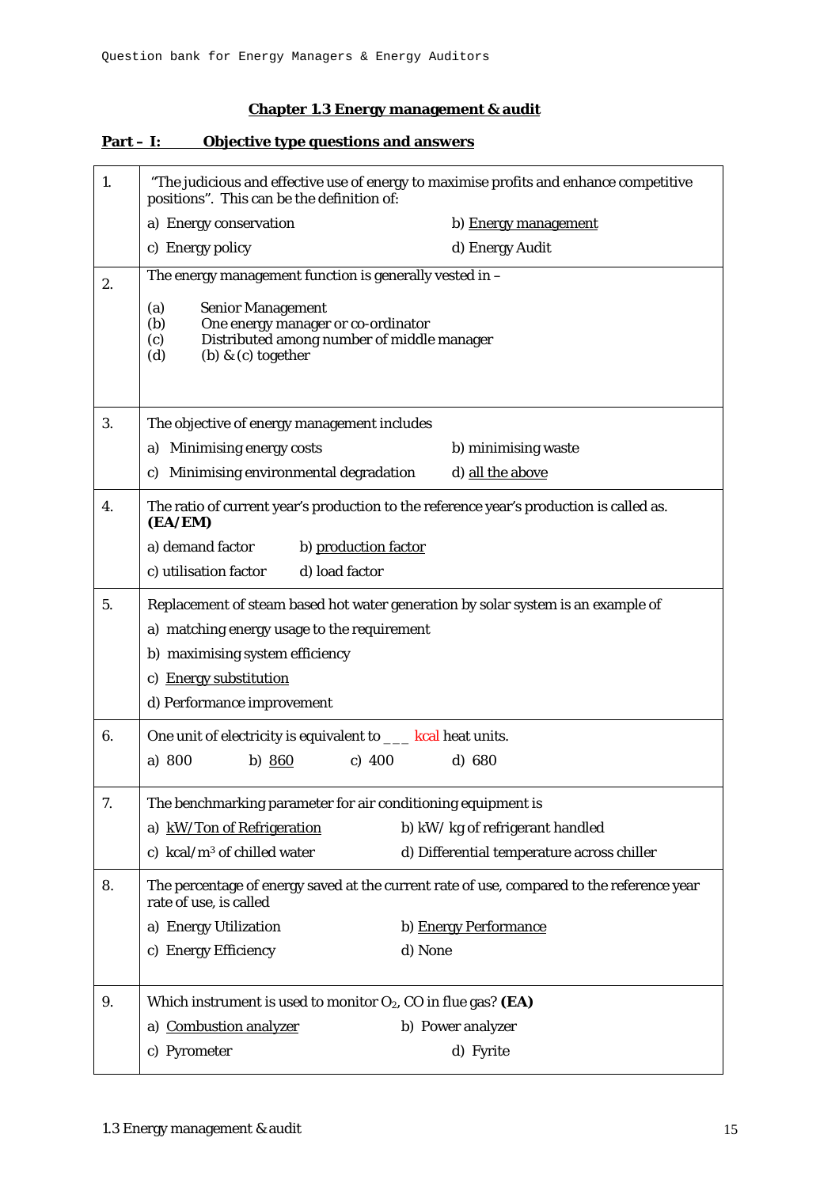## Chapter 1.3 Energy management & audit

### Part – I: Objective type questions and answers

| | |
|---|---|
| 1. | "The judicious and effective use of energy to maximise profits and enhance competitive positions". This can be the definition of:<br>a) Energy conservation b) Energy management<br>c) Energy policy d) Energy Audit |
| 2. | The energy management function is generally vested in –<br>(a) Senior Management<br>(b) One energy manager or co-ordinator<br>(c) Distributed among number of middle manager<br>(d) (b) & (c) together |
| 3. | The objective of energy management includes<br>a) Minimising energy costs b) minimising waste<br>c) Minimising environmental degradation d) all the above |
| 4. | The ratio of current year's production to the reference year's production is called as. **(EA/EM)**<br>a) demand factor b) production factor<br>c) utilisation factor d) load factor |
| 5. | Replacement of steam based hot water generation by solar system is an example of<br>a) matching energy usage to the requirement<br>b) maximising system efficiency<br>c) Energy substitution<br>d) Performance improvement |
| 6. | One unit of electricity is equivalent to ___ kcal heat units.<br>a) 800 b) 860 c) 400 d) 680 |
| 7. | The benchmarking parameter for air conditioning equipment is<br>a) kW/Ton of Refrigeration b) kW/ kg of refrigerant handled<br>c) kcal/$m^3$ of chilled water d) Differential temperature across chiller |
| 8. | The percentage of energy saved at the current rate of use, compared to the reference year rate of use, is called<br>a) Energy Utilization b) Energy Performance<br>c) Energy Efficiency d) None |
| 9. | Which instrument is used to monitor $O_2$, CO in flue gas? **(EA)**<br>a) Combustion analyzer b) Power analyzer<br>c) Pyrometer d) Fyrite |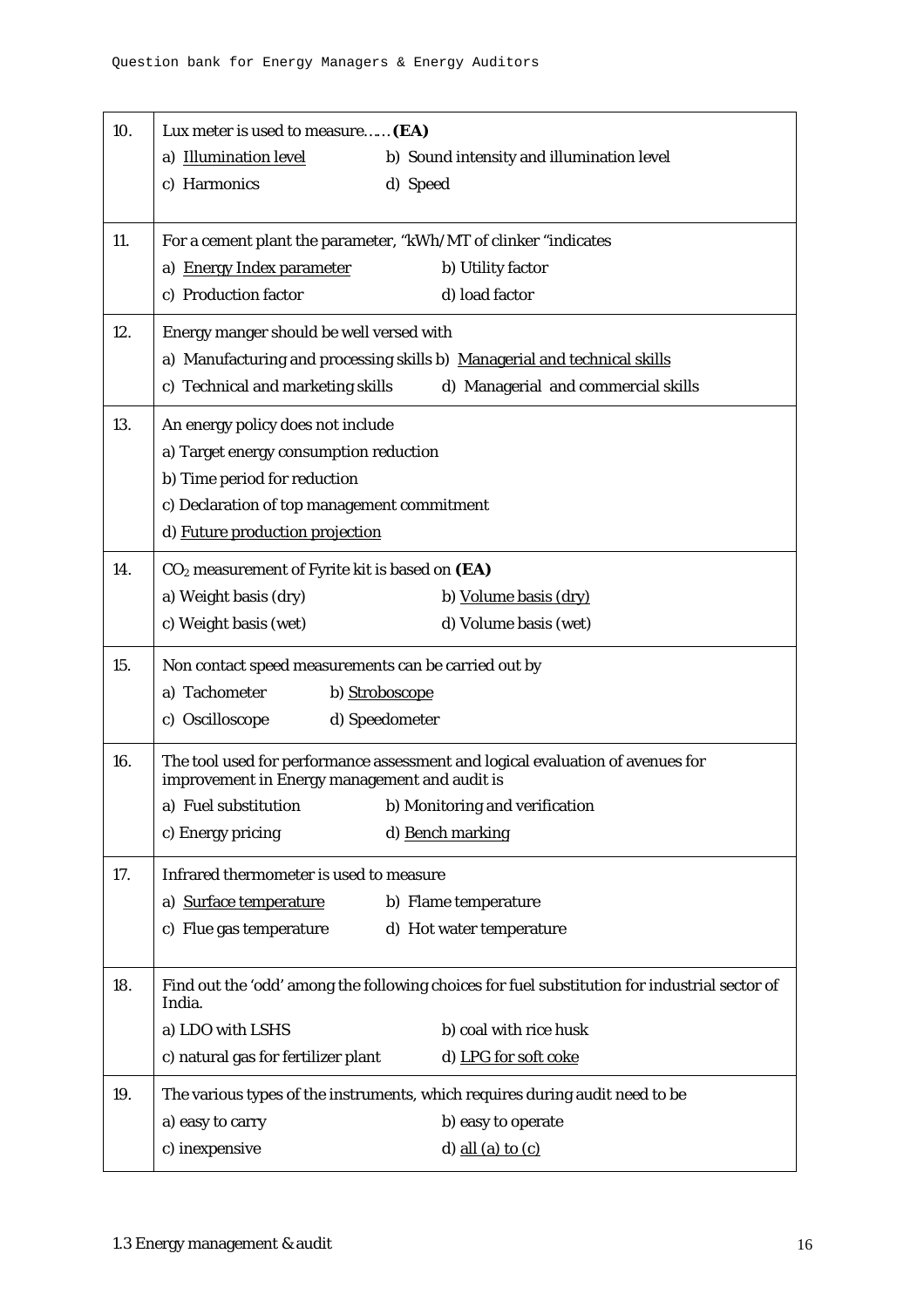| | |
|---|---|
| 10. | Lux meter is used to measure…… **(EA)**<br>a) <u>Illumination level</u> b) Sound intensity and illumination level<br>c) Harmonics d) Speed |
| 11. | For a cement plant the parameter, "kWh/MT of clinker "indicates<br>a) <u>Energy Index parameter</u> b) Utility factor<br>c) Production factor d) load factor |
| 12. | Energy manger should be well versed with<br>a) Manufacturing and processing skills b) <u>Managerial and technical skills</u><br>c) Technical and marketing skills d) Managerial and commercial skills |
| 13. | An energy policy does not include<br>a) Target energy consumption reduction<br>b) Time period for reduction<br>c) Declaration of top management commitment<br>d) <u>Future production projection</u> |
| 14. | $CO_2$ measurement of Fyrite kit is based on **(EA)**<br>a) Weight basis (dry) b) <u>Volume basis (dry)</u><br>c) Weight basis (wet) d) Volume basis (wet) |
| 15. | Non contact speed measurements can be carried out by<br>a) Tachometer b) <u>Stroboscope</u><br>c) Oscilloscope d) Speedometer |
| 16. | The tool used for performance assessment and logical evaluation of avenues for improvement in Energy management and audit is<br>a) Fuel substitution b) Monitoring and verification<br>c) Energy pricing d) <u>Bench marking</u> |
| 17. | Infrared thermometer is used to measure<br>a) <u>Surface temperature</u> b) Flame temperature<br>c) Flue gas temperature d) Hot water temperature |
| 18. | Find out the 'odd' among the following choices for fuel substitution for industrial sector of India.<br>a) LDO with LSHS b) coal with rice husk<br>c) natural gas for fertilizer plant d) <u>LPG for soft coke</u> |
| 19. | The various types of the instruments, which requires during audit need to be<br>a) easy to carry b) easy to operate<br>c) inexpensive d) <u>all (a) to (c)</u> |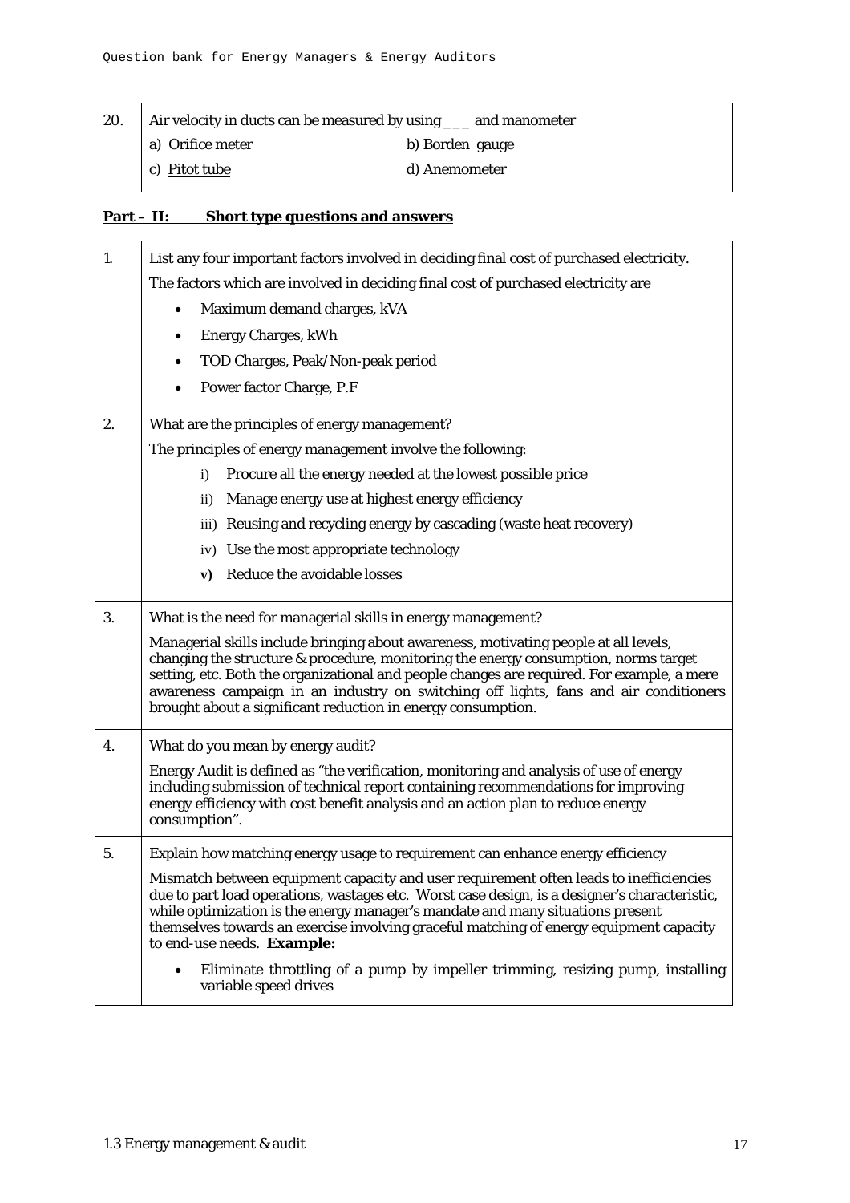| 20. | Air velocity in ducts can be measured by using ___ and manometer | |
|---|---|---|
| | a) Orifice meter | b) Borden gauge |
| | c) Pitot tube | d) Anemometer |

## Part – II: Short type questions and answers

| | |
|---|---|
| 1. | List any four important factors involved in deciding final cost of purchased electricity.<br>The factors which are involved in deciding final cost of purchased electricity are<br>• Maximum demand charges, kVA<br>• Energy Charges, kWh<br>• TOD Charges, Peak/Non-peak period<br>• Power factor Charge, P.F |
| 2. | What are the principles of energy management?<br>The principles of energy management involve the following:<br>i) Procure all the energy needed at the lowest possible price<br>ii) Manage energy use at highest energy efficiency<br>iii) Reusing and recycling energy by cascading (waste heat recovery)<br>iv) Use the most appropriate technology<br>**v)** Reduce the avoidable losses |
| 3. | What is the need for managerial skills in energy management?<br>Managerial skills include bringing about awareness, motivating people at all levels, changing the structure & procedure, monitoring the energy consumption, norms target setting, etc. Both the organizational and people changes are required. For example, a mere awareness campaign in an industry on switching off lights, fans and air conditioners brought about a significant reduction in energy consumption. |
| 4. | What do you mean by energy audit?<br>Energy Audit is defined as "the verification, monitoring and analysis of use of energy including submission of technical report containing recommendations for improving energy efficiency with cost benefit analysis and an action plan to reduce energy consumption". |
| 5. | Explain how matching energy usage to requirement can enhance energy efficiency<br>Mismatch between equipment capacity and user requirement often leads to inefficiencies due to part load operations, wastages etc. Worst case design, is a designer's characteristic, while optimization is the energy manager's mandate and many situations present themselves towards an exercise involving graceful matching of energy equipment capacity to end-use needs. **Example:**<br>• Eliminate throttling of a pump by impeller trimming, resizing pump, installing variable speed drives |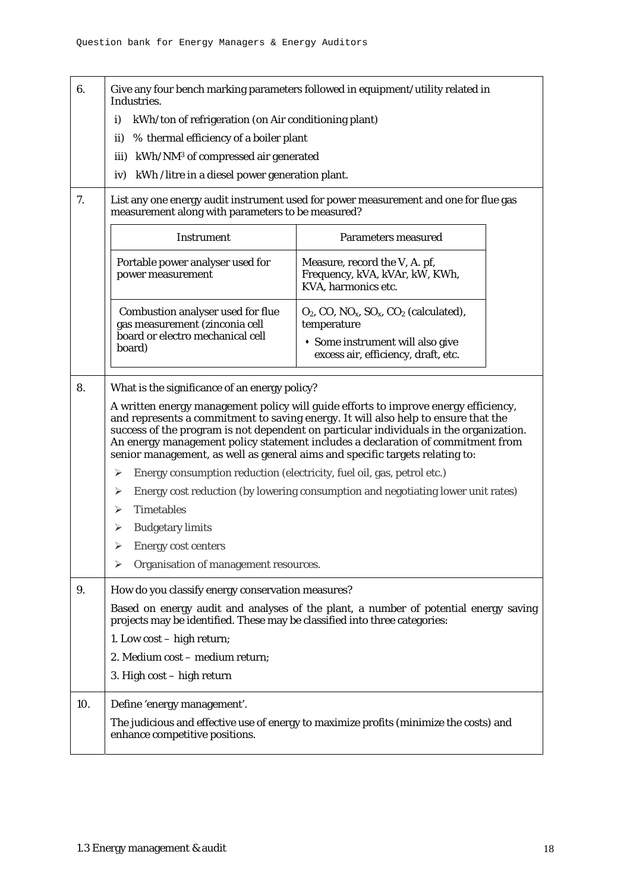| | |
|---|---|
| 6. | Give any four bench marking parameters followed in equipment/utility related in Industries.<br>i) kWh/ton of refrigeration (on Air conditioning plant)<br>ii) % thermal efficiency of a boiler plant<br>iii) kWh/NM$^3$ of compressed air generated<br>iv) kWh /litre in a diesel power generation plant. |
| 7. | List any one energy audit instrument used for power measurement and one for flue gas measurement along with parameters to be measured? |

| Instrument | Parameters measured |
|---|---|
| Portable power analyser used for power measurement | Measure, record the V, A. pf, Frequency, kVA, kVAr, kW, KWh, KVA, harmonics etc. |
| Combustion analyser used for flue gas measurement (zinconia cell board or electro mechanical cell board) | $O_2$, CO, $NO_x$, $SO_x$, $CO_2$ (calculated), temperature<br>• Some instrument will also give excess air, efficiency, draft, etc. |

**8.** What is the significance of an energy policy?

A written energy management policy will guide efforts to improve energy efficiency, and represents a commitment to saving energy. It will also help to ensure that the success of the program is not dependent on particular individuals in the organization. An energy management policy statement includes a declaration of commitment from senior management, as well as general aims and specific targets relating to:

- Energy consumption reduction (electricity, fuel oil, gas, petrol etc.)
- Energy cost reduction (by lowering consumption and negotiating lower unit rates)
- Timetables
- Budgetary limits
- Energy cost centers
- Organisation of management resources.

**9.** How do you classify energy conservation measures?

Based on energy audit and analyses of the plant, a number of potential energy saving projects may be identified. These may be classified into three categories:

1. Low cost – high return;
2. Medium cost – medium return;
3. High cost – high return

**10.** Define 'energy management'.

The judicious and effective use of energy to maximize profits (minimize the costs) and enhance competitive positions.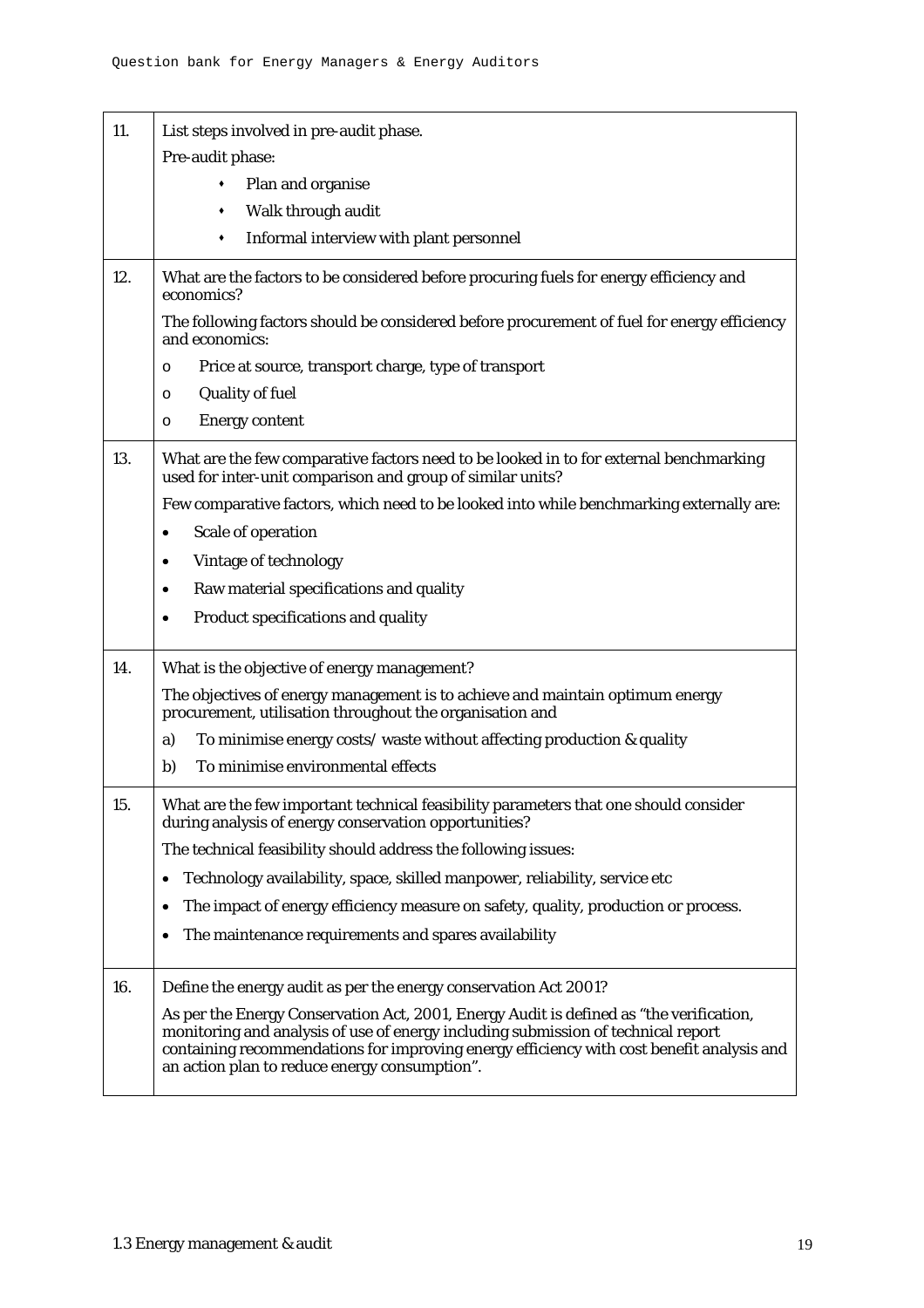| | |
|---|---|
| 11. | List steps involved in pre-audit phase.<br>Pre-audit phase:<br>• Plan and organise<br>• Walk through audit<br>• Informal interview with plant personnel |
| 12. | What are the factors to be considered before procuring fuels for energy efficiency and economics?<br>The following factors should be considered before procurement of fuel for energy efficiency and economics:<br>o Price at source, transport charge, type of transport<br>o Quality of fuel<br>o Energy content |
| 13. | What are the few comparative factors need to be looked in to for external benchmarking used for inter-unit comparison and group of similar units?<br>Few comparative factors, which need to be looked into while benchmarking externally are:<br>• Scale of operation<br>• Vintage of technology<br>• Raw material specifications and quality<br>• Product specifications and quality |
| 14. | What is the objective of energy management?<br>The objectives of energy management is to achieve and maintain optimum energy procurement, utilisation throughout the organisation and<br>a) To minimise energy costs/ waste without affecting production & quality<br>b) To minimise environmental effects |
| 15. | What are the few important technical feasibility parameters that one should consider during analysis of energy conservation opportunities?<br>The technical feasibility should address the following issues:<br>• Technology availability, space, skilled manpower, reliability, service etc<br>• The impact of energy efficiency measure on safety, quality, production or process.<br>• The maintenance requirements and spares availability |
| 16. | Define the energy audit as per the energy conservation Act 2001?<br>As per the Energy Conservation Act, 2001, Energy Audit is defined as "the verification, monitoring and analysis of use of energy including submission of technical report containing recommendations for improving energy efficiency with cost benefit analysis and an action plan to reduce energy consumption". |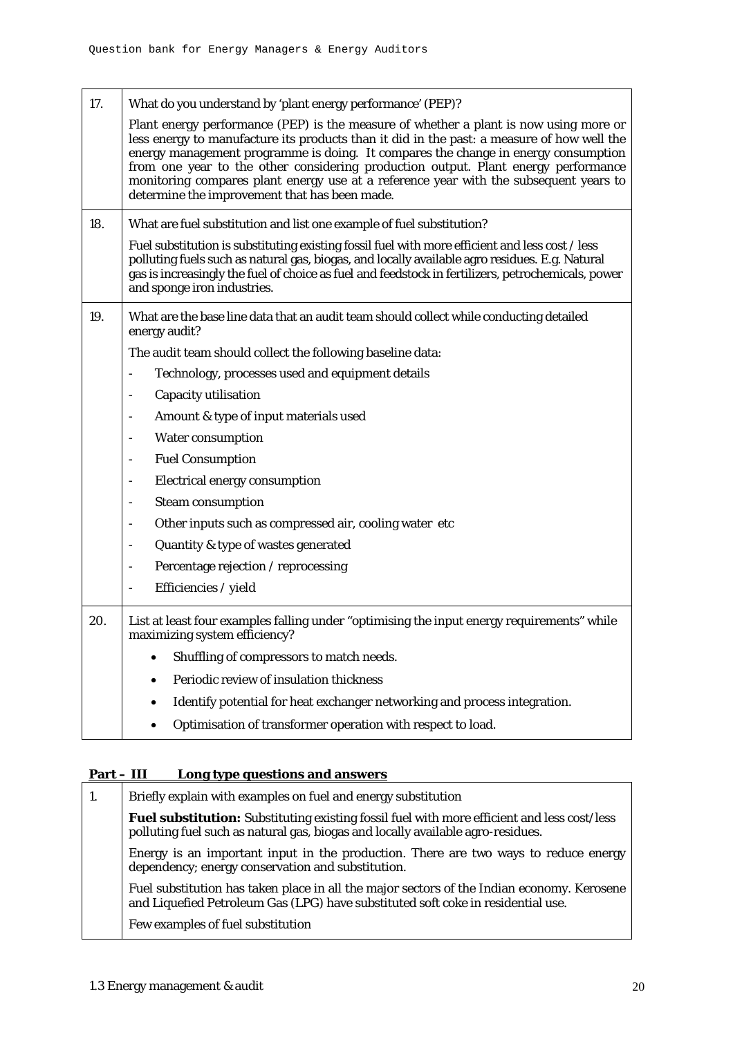| | |
|---|---|
| 17. | What do you understand by 'plant energy performance' (PEP)?<br><br>Plant energy performance (PEP) is the measure of whether a plant is now using more or less energy to manufacture its products than it did in the past: a measure of how well the energy management programme is doing. It compares the change in energy consumption from one year to the other considering production output. Plant energy performance monitoring compares plant energy use at a reference year with the subsequent years to determine the improvement that has been made. |
| 18. | What are fuel substitution and list one example of fuel substitution?<br><br>Fuel substitution is substituting existing fossil fuel with more efficient and less cost / less polluting fuels such as natural gas, biogas, and locally available agro residues. E.g. Natural gas is increasingly the fuel of choice as fuel and feedstock in fertilizers, petrochemicals, power and sponge iron industries. |
| 19. | What are the base line data that an audit team should collect while conducting detailed energy audit?<br><br>The audit team should collect the following baseline data:<br>- Technology, processes used and equipment details<br>- Capacity utilisation<br>- Amount & type of input materials used<br>- Water consumption<br>- Fuel Consumption<br>- Electrical energy consumption<br>- Steam consumption<br>- Other inputs such as compressed air, cooling water etc<br>- Quantity & type of wastes generated<br>- Percentage rejection / reprocessing<br>- Efficiencies / yield |
| 20. | List at least four examples falling under "optimising the input energy requirements" while maximizing system efficiency?<br><br>• Shuffling of compressors to match needs.<br>• Periodic review of insulation thickness<br>• Identify potential for heat exchanger networking and process integration.<br>• Optimisation of transformer operation with respect to load. |

**Part – III Long type questions and answers**

| | |
|---|---|
| 1. | Briefly explain with examples on fuel and energy substitution<br><br>**Fuel substitution:** Substituting existing fossil fuel with more efficient and less cost/less polluting fuel such as natural gas, biogas and locally available agro-residues.<br><br>Energy is an important input in the production. There are two ways to reduce energy dependency; energy conservation and substitution.<br><br>Fuel substitution has taken place in all the major sectors of the Indian economy. Kerosene and Liquefied Petroleum Gas (LPG) have substituted soft coke in residential use.<br><br>Few examples of fuel substitution |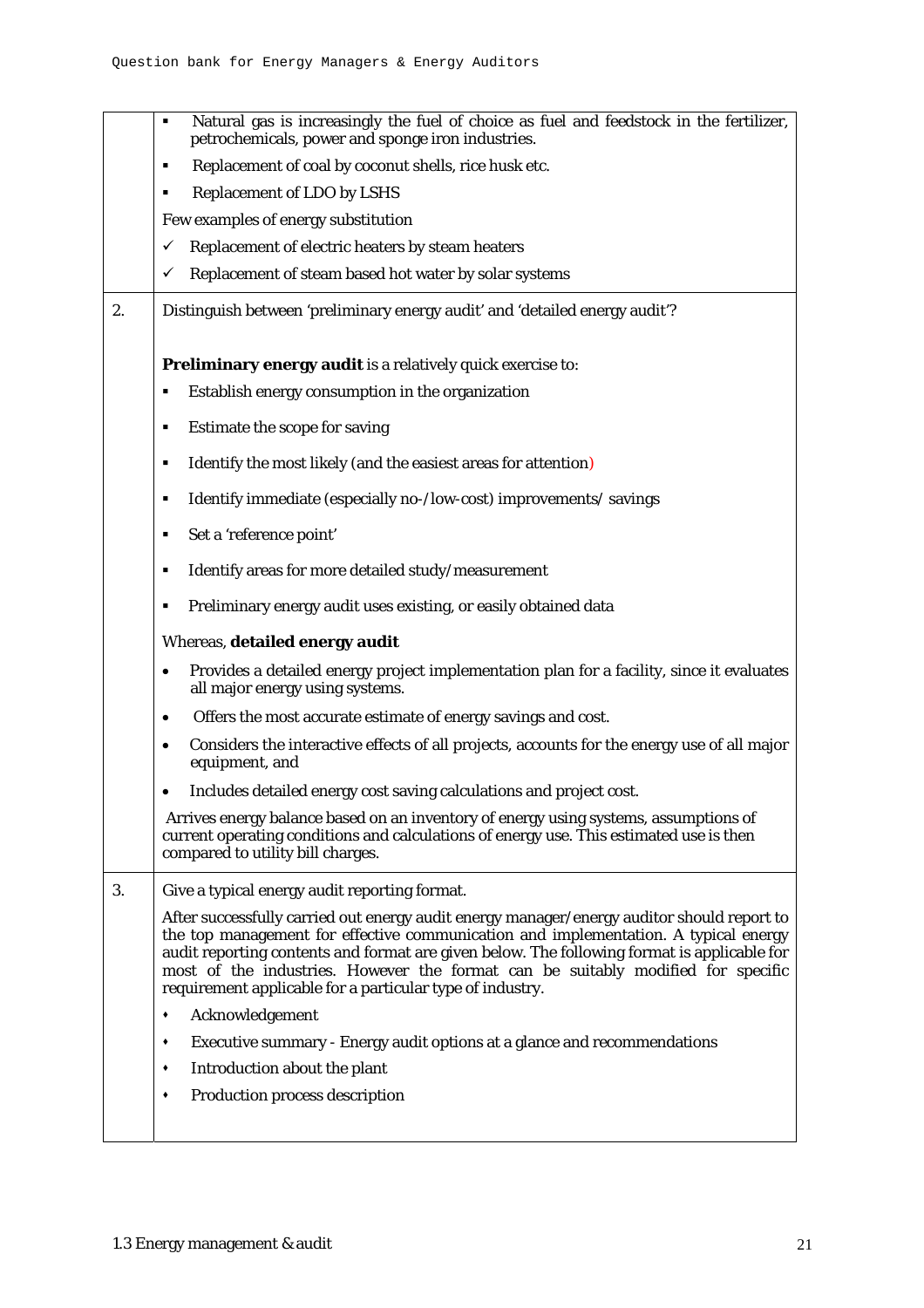| | |
|---|---|
| | ▪ Natural gas is increasingly the fuel of choice as fuel and feedstock in the fertilizer, petrochemicals, power and sponge iron industries.<br>▪ Replacement of coal by coconut shells, rice husk etc.<br>▪ Replacement of LDO by LSHS<br>Few examples of energy substitution<br>✓ Replacement of electric heaters by steam heaters<br>✓ Replacement of steam based hot water by solar systems |
| 2. | Distinguish between 'preliminary energy audit' and 'detailed energy audit'?<br><br>**Preliminary energy audit** is a relatively quick exercise to:<br>▪ Establish energy consumption in the organization<br>▪ Estimate the scope for saving<br>▪ Identify the most likely (and the easiest areas for attention)<br>▪ Identify immediate (especially no-/low-cost) improvements/ savings<br>▪ Set a 'reference point'<br>▪ Identify areas for more detailed study/measurement<br>▪ Preliminary energy audit uses existing, or easily obtained data<br>Whereas, **detailed energy audit**<br>• Provides a detailed energy project implementation plan for a facility, since it evaluates all major energy using systems.<br>• Offers the most accurate estimate of energy savings and cost.<br>• Considers the interactive effects of all projects, accounts for the energy use of all major equipment, and<br>• Includes detailed energy cost saving calculations and project cost.<br>Arrives energy balance based on an inventory of energy using systems, assumptions of current operating conditions and calculations of energy use. This estimated use is then compared to utility bill charges. |
| 3. | Give a typical energy audit reporting format.<br>After successfully carried out energy audit energy manager/energy auditor should report to the top management for effective communication and implementation. A typical energy audit reporting contents and format are given below. The following format is applicable for most of the industries. However the format can be suitably modified for specific requirement applicable for a particular type of industry.<br>• Acknowledgement<br>• Executive summary - Energy audit options at a glance and recommendations<br>• Introduction about the plant<br>• Production process description |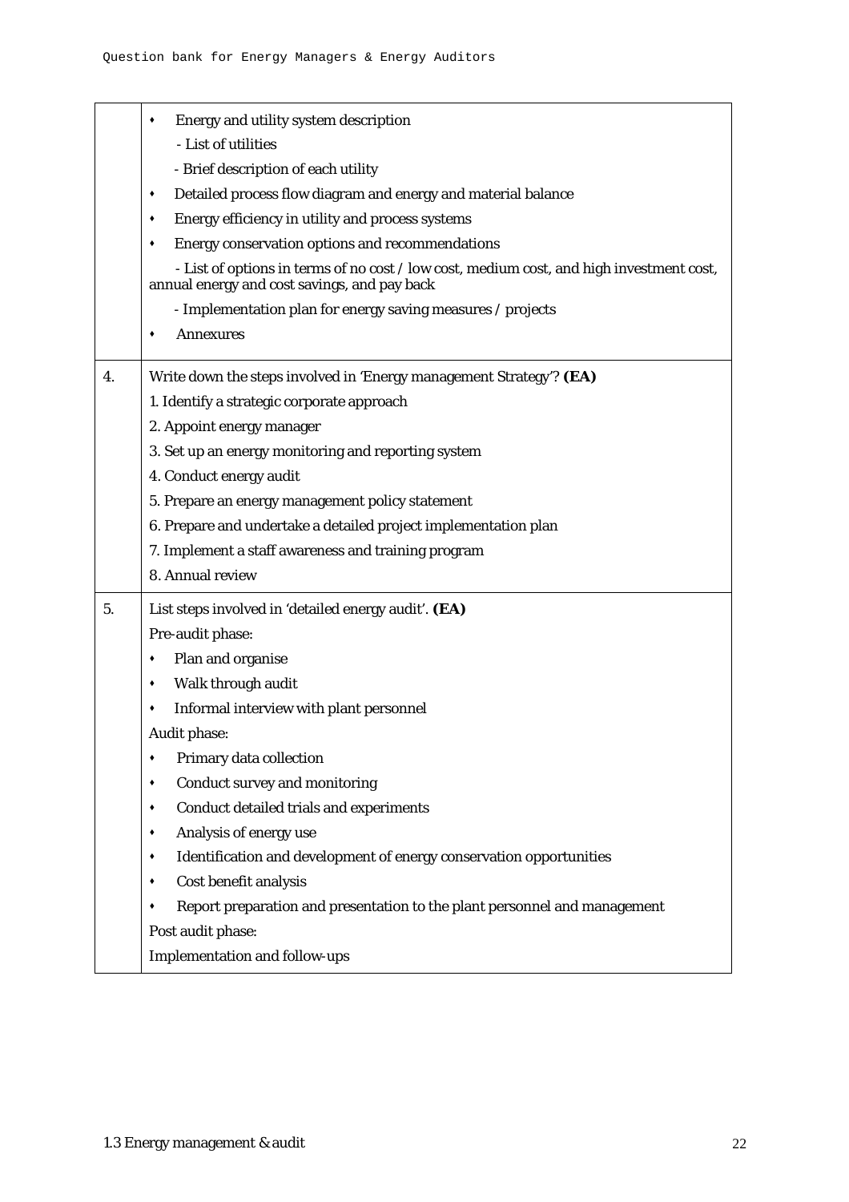| | |
|---|---|
| | • Energy and utility system description<br>- List of utilities<br>- Brief description of each utility<br>• Detailed process flow diagram and energy and material balance<br>• Energy efficiency in utility and process systems<br>• Energy conservation options and recommendations<br>- List of options in terms of no cost / low cost, medium cost, and high investment cost, annual energy and cost savings, and pay back<br>- Implementation plan for energy saving measures / projects<br>• Annexures |
| 4. | Write down the steps involved in 'Energy management Strategy'? **(EA)**<br>1. Identify a strategic corporate approach<br>2. Appoint energy manager<br>3. Set up an energy monitoring and reporting system<br>4. Conduct energy audit<br>5. Prepare an energy management policy statement<br>6. Prepare and undertake a detailed project implementation plan<br>7. Implement a staff awareness and training program<br>8. Annual review |
| 5. | List steps involved in 'detailed energy audit'. **(EA)**<br>Pre-audit phase:<br>• Plan and organise<br>• Walk through audit<br>• Informal interview with plant personnel<br>Audit phase:<br>• Primary data collection<br>• Conduct survey and monitoring<br>• Conduct detailed trials and experiments<br>• Analysis of energy use<br>• Identification and development of energy conservation opportunities<br>• Cost benefit analysis<br>• Report preparation and presentation to the plant personnel and management<br>Post audit phase:<br>Implementation and follow-ups |